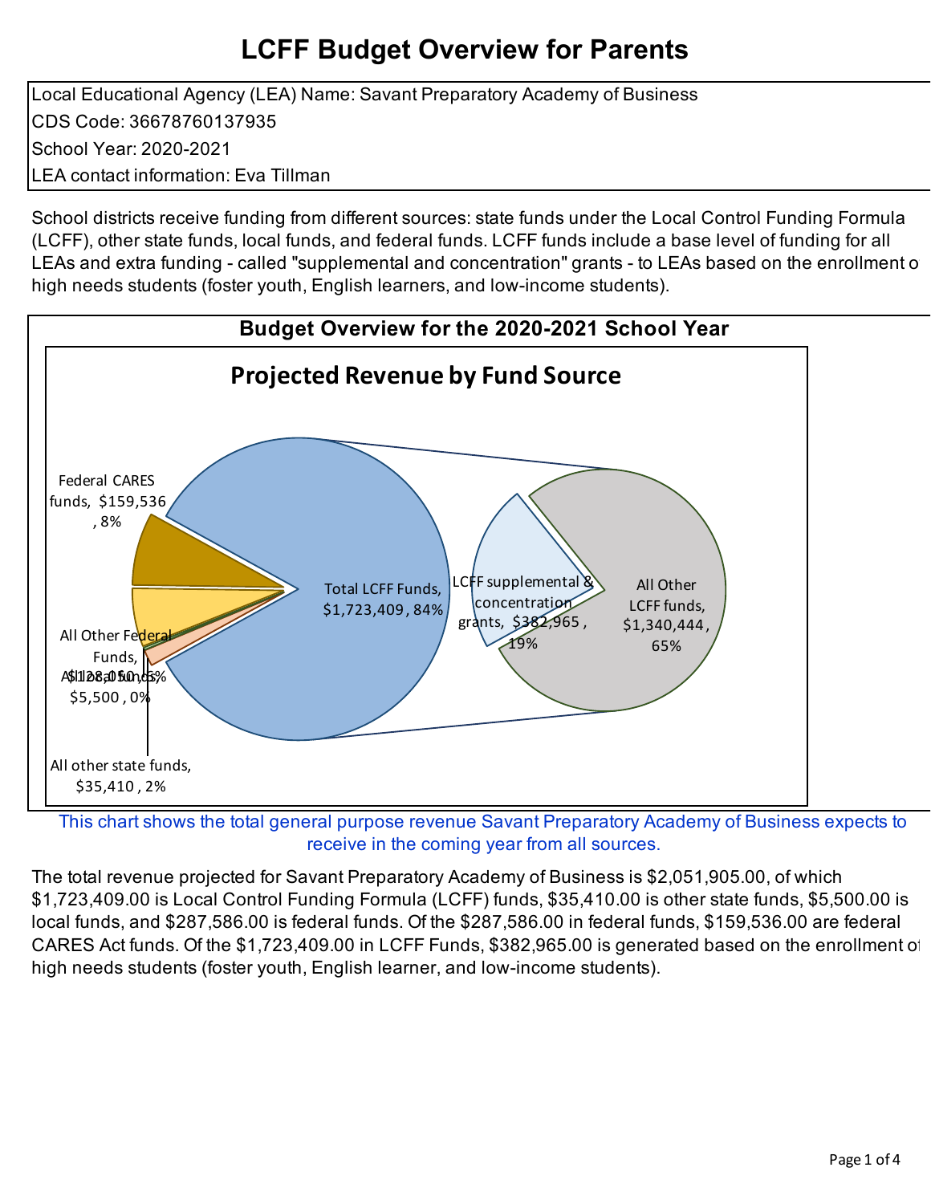# LCFF Budget Overview for Parents

Local Educational Agency (LEA) Name: Savant Preparatory Academy of Business
CDS Code: 36678760137935
School Year: 2020-2021
LEA contact information: Eva Tillman

School districts receive funding from different sources: state funds under the Local Control Funding Formula (LCFF), other state funds, local funds, and federal funds. LCFF funds include a base level of funding for all LEAs and extra funding - called "supplemental and concentration" grants - to LEAs based on the enrollment of high needs students (foster youth, English learners, and low-income students).

## Budget Overview for the 2020-2021 School Year

### Projected Revenue by Fund Source

Federal CARES funds, $159,536, 8%

All Other Federal Funds, $128,050, 6%

All local funds, $5,500, 0%

All other state funds, $35,410, 2%

Total LCFF Funds, $1,723,409, 84%

LCFF supplemental & concentration grants, $382,965, 19%

All Other LCFF funds, $1,340,444, 65%

This chart shows the total general purpose revenue Savant Preparatory Academy of Business expects to receive in the coming year from all sources.

The total revenue projected for Savant Preparatory Academy of Business is $2,051,905.00, of which $1,723,409.00 is Local Control Funding Formula (LCFF) funds, $35,410.00 is other state funds, $5,500.00 is local funds, and $287,586.00 is federal funds. Of the $287,586.00 in federal funds, $159,536.00 are federal CARES Act funds. Of the $1,723,409.00 in LCFF Funds, $382,965.00 is generated based on the enrollment of high needs students (foster youth, English learner, and low-income students).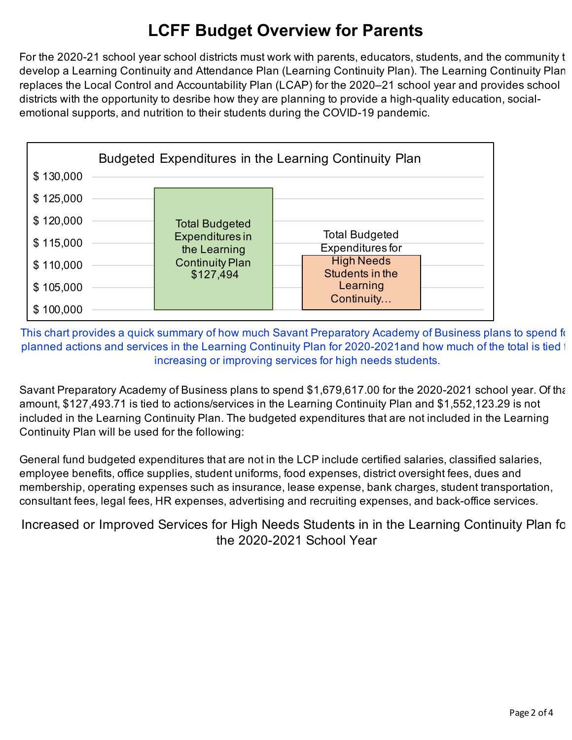# LCFF Budget Overview for Parents

For the 2020-21 school year school districts must work with parents, educators, students, and the community t develop a Learning Continuity and Attendance Plan (Learning Continuity Plan). The Learning Continuity Plan replaces the Local Control and Accountability Plan (LCAP) for the 2020–21 school year and provides school districts with the opportunity to desribe how they are planning to provide a high-quality education, social-emotional supports, and nutrition to their students during the COVID-19 pandemic.

Budgeted Expenditures in the Learning Continuity Plan

| | Amount |
|---|---|
| Total Budgeted Expenditures in the Learning Continuity Plan | $127,494 |
| Total Budgeted Expenditures for High Needs Students in the Learning Continuity... | |

This chart provides a quick summary of how much Savant Preparatory Academy of Business plans to spend fo planned actions and services in the Learning Continuity Plan for 2020-2021and how much of the total is tied t increasing or improving services for high needs students.

Savant Preparatory Academy of Business plans to spend $1,679,617.00 for the 2020-2021 school year. Of tha amount, $127,493.71 is tied to actions/services in the Learning Continuity Plan and $1,552,123.29 is not included in the Learning Continuity Plan. The budgeted expenditures that are not included in the Learning Continuity Plan will be used for the following:

General fund budgeted expenditures that are not in the LCP include certified salaries, classified salaries, employee benefits, office supplies, student uniforms, food expenses, district oversight fees, dues and membership, operating expenses such as insurance, lease expense, bank charges, student transportation, consultant fees, legal fees, HR expenses, advertising and recruiting expenses, and back-office services.

## Increased or Improved Services for High Needs Students in in the Learning Continuity Plan fo the 2020-2021 School Year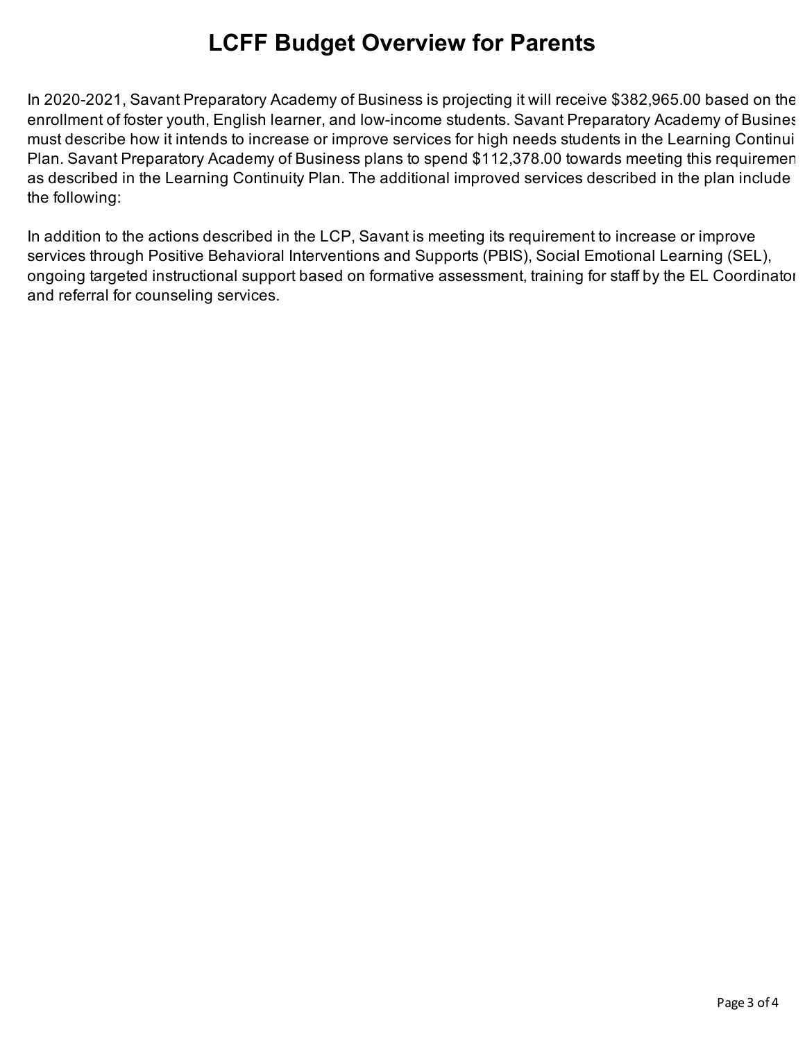# LCFF Budget Overview for Parents

In 2020-2021, Savant Preparatory Academy of Business is projecting it will receive $382,965.00 based on the enrollment of foster youth, English learner, and low-income students. Savant Preparatory Academy of Business must describe how it intends to increase or improve services for high needs students in the Learning Continuity Plan. Savant Preparatory Academy of Business plans to spend $112,378.00 towards meeting this requirement, as described in the Learning Continuity Plan. The additional improved services described in the plan include the following:

In addition to the actions described in the LCP, Savant is meeting its requirement to increase or improve services through Positive Behavioral Interventions and Supports (PBIS), Social Emotional Learning (SEL), ongoing targeted instructional support based on formative assessment, training for staff by the EL Coordinator and referral for counseling services.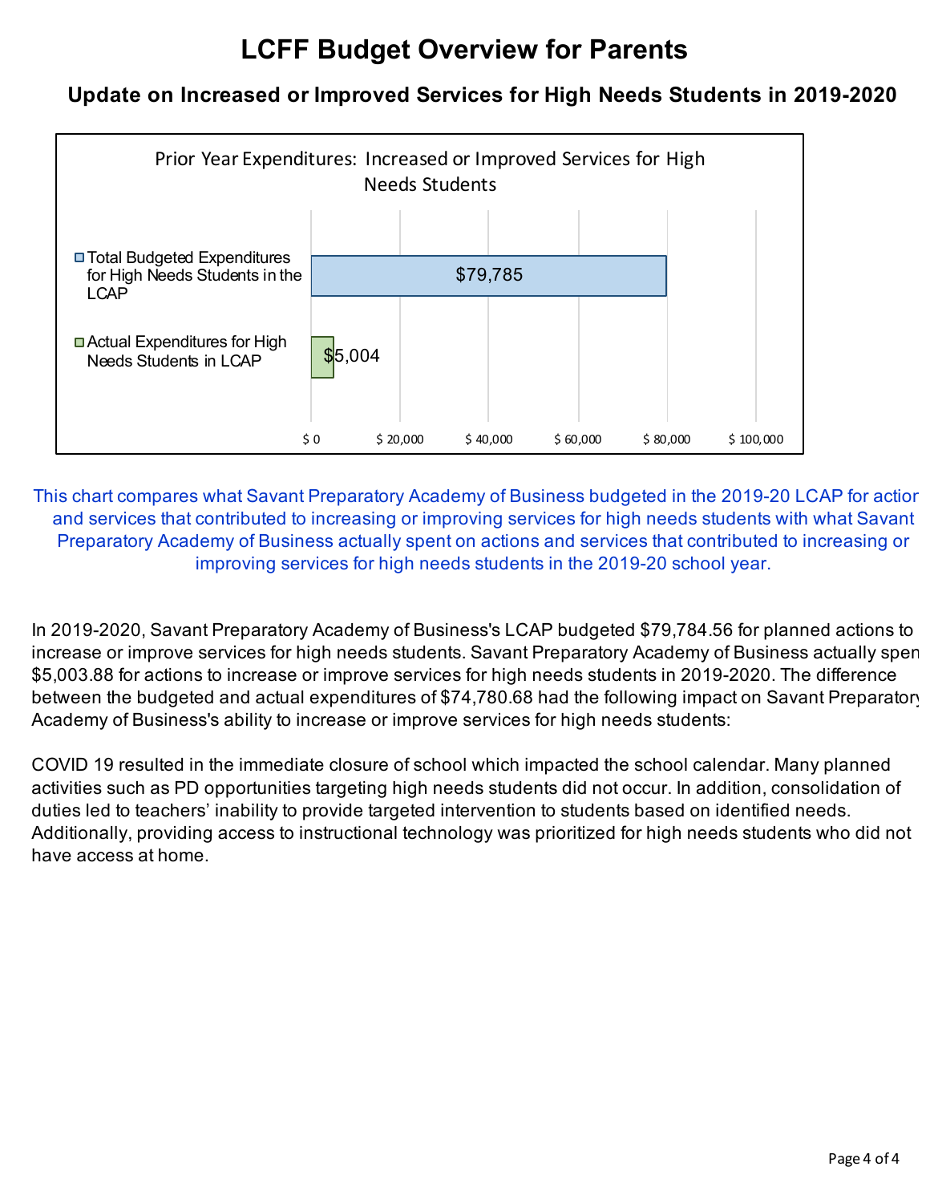# LCFF Budget Overview for Parents

## Update on Increased or Improved Services for High Needs Students in 2019-2020

Prior Year Expenditures: Increased or Improved Services for High Needs Students

Total Budgeted Expenditures for High Needs Students in the LCAP

$79,785

Actual Expenditures for High Needs Students in LCAP

$5,004

$ 0
$ 20,000
$ 40,000
$ 60,000
$ 80,000
$ 100,000

This chart compares what Savant Preparatory Academy of Business budgeted in the 2019-20 LCAP for actions and services that contributed to increasing or improving services for high needs students with what Savant Preparatory Academy of Business actually spent on actions and services that contributed to increasing or improving services for high needs students in the 2019-20 school year.

In 2019-2020, Savant Preparatory Academy of Business's LCAP budgeted $79,784.56 for planned actions to increase or improve services for high needs students. Savant Preparatory Academy of Business actually spent $5,003.88 for actions to increase or improve services for high needs students in 2019-2020. The difference between the budgeted and actual expenditures of $74,780.68 had the following impact on Savant Preparatory Academy of Business's ability to increase or improve services for high needs students:

COVID 19 resulted in the immediate closure of school which impacted the school calendar. Many planned activities such as PD opportunities targeting high needs students did not occur. In addition, consolidation of duties led to teachers' inability to provide targeted intervention to students based on identified needs. Additionally, providing access to instructional technology was prioritized for high needs students who did not have access at home.